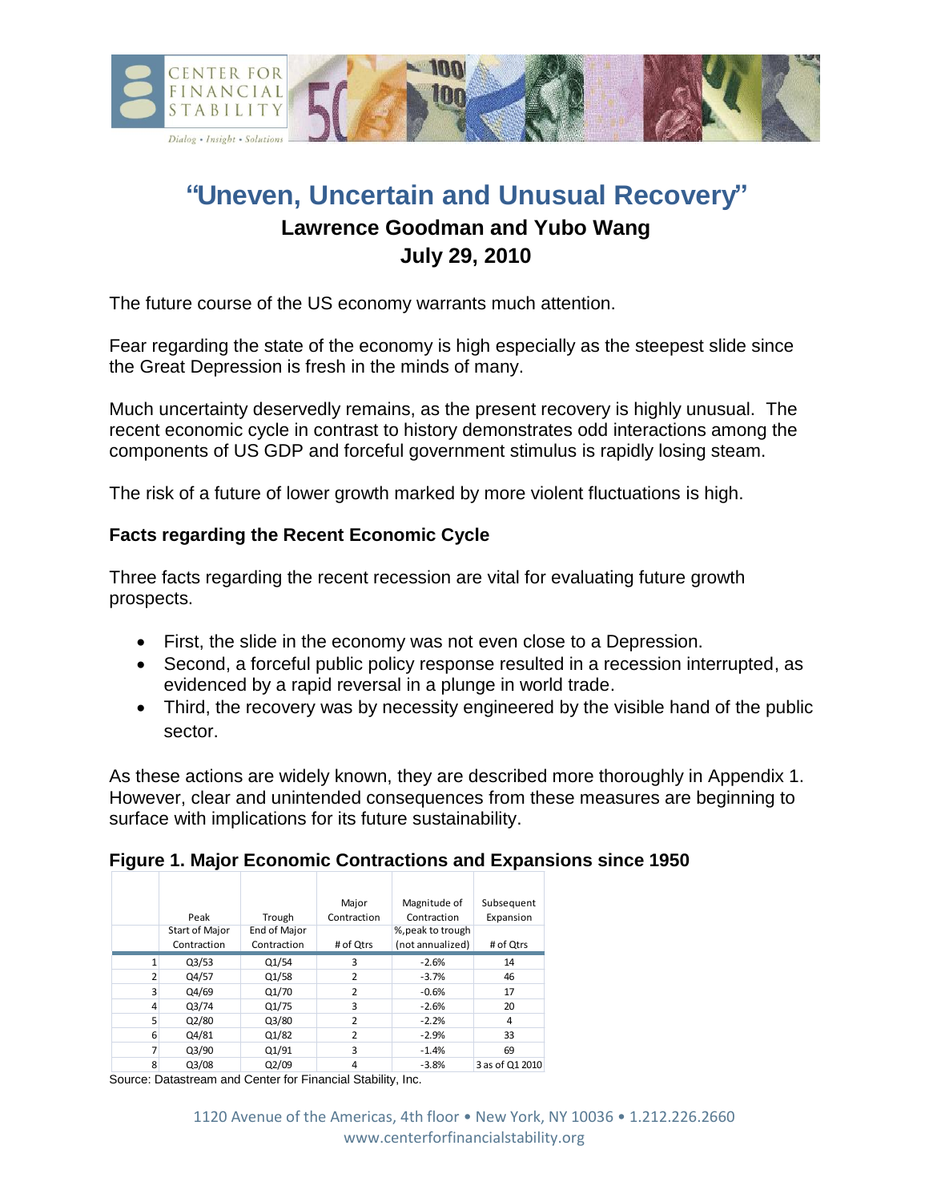# "Uneven, Uncertain and Unusual Recovery"

**Lawrence Goodman and Yubo Wang**

**July 29, 2010**

The future course of the US economy warrants much attention.

Fear regarding the state of the economy is high especially as the steepest slide since the Great Depression is fresh in the minds of many.

Much uncertainty deservedly remains, as the present recovery is highly unusual. The recent economic cycle in contrast to history demonstrates odd interactions among the components of US GDP and forceful government stimulus is rapidly losing steam.

The risk of a future of lower growth marked by more violent fluctuations is high.

### Facts regarding the Recent Economic Cycle

Three facts regarding the recent recession are vital for evaluating future growth prospects.

- First, the slide in the economy was not even close to a Depression.
- Second, a forceful public policy response resulted in a recession interrupted, as evidenced by a rapid reversal in a plunge in world trade.
- Third, the recovery was by necessity engineered by the visible hand of the public sector.

As these actions are widely known, they are described more thoroughly in Appendix 1. However, clear and unintended consequences from these measures are beginning to surface with implications for its future sustainability.

### Figure 1. Major Economic Contractions and Expansions since 1950

| | Peak | Trough | Major Contraction | Magnitude of Contraction | Subsequent Expansion |
|---|---|---|---|---|---|
| | Start of Major Contraction | End of Major Contraction | # of Qtrs | %,peak to trough (not annualized) | # of Qtrs |
| 1 | Q3/53 | Q1/54 | 3 | -2.6% | 14 |
| 2 | Q4/57 | Q1/58 | 2 | -3.7% | 46 |
| 3 | Q4/69 | Q1/70 | 2 | -0.6% | 17 |
| 4 | Q3/74 | Q1/75 | 3 | -2.6% | 20 |
| 5 | Q2/80 | Q3/80 | 2 | -2.2% | 4 |
| 6 | Q4/81 | Q1/82 | 2 | -2.9% | 33 |
| 7 | Q3/90 | Q1/91 | 3 | -1.4% | 69 |
| 8 | Q3/08 | Q2/09 | 4 | -3.8% | 3 as of Q1 2010 |

Source: Datastream and Center for Financial Stability, Inc.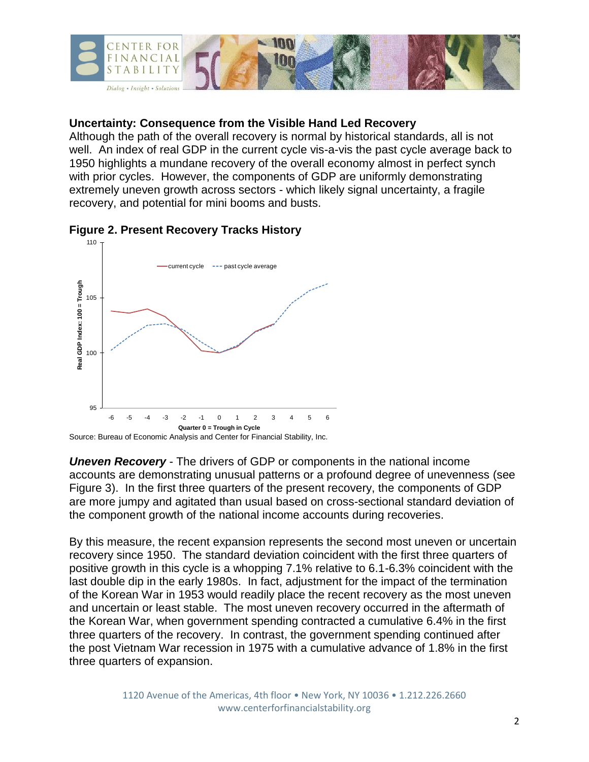## Uncertainty: Consequence from the Visible Hand Led Recovery

Although the path of the overall recovery is normal by historical standards, all is not well. An index of real GDP in the current cycle vis-a-vis the past cycle average back to 1950 highlights a mundane recovery of the overall economy almost in perfect synch with prior cycles. However, the components of GDP are uniformly demonstrating extremely uneven growth across sectors - which likely signal uncertainty, a fragile recovery, and potential for mini booms and busts.

**Figure 2. Present Recovery Tracks History**

Source: Bureau of Economic Analysis and Center for Financial Stability, Inc.

***Uneven Recovery*** - The drivers of GDP or components in the national income accounts are demonstrating unusual patterns or a profound degree of unevenness (see Figure 3). In the first three quarters of the present recovery, the components of GDP are more jumpy and agitated than usual based on cross-sectional standard deviation of the component growth of the national income accounts during recoveries.

By this measure, the recent expansion represents the second most uneven or uncertain recovery since 1950. The standard deviation coincident with the first three quarters of positive growth in this cycle is a whopping 7.1% relative to 6.1-6.3% coincident with the last double dip in the early 1980s. In fact, adjustment for the impact of the termination of the Korean War in 1953 would readily place the recent recovery as the most uneven and uncertain or least stable. The most uneven recovery occurred in the aftermath of the Korean War, when government spending contracted a cumulative 6.4% in the first three quarters of the recovery. In contrast, the government spending continued after the post Vietnam War recession in 1975 with a cumulative advance of 1.8% in the first three quarters of expansion.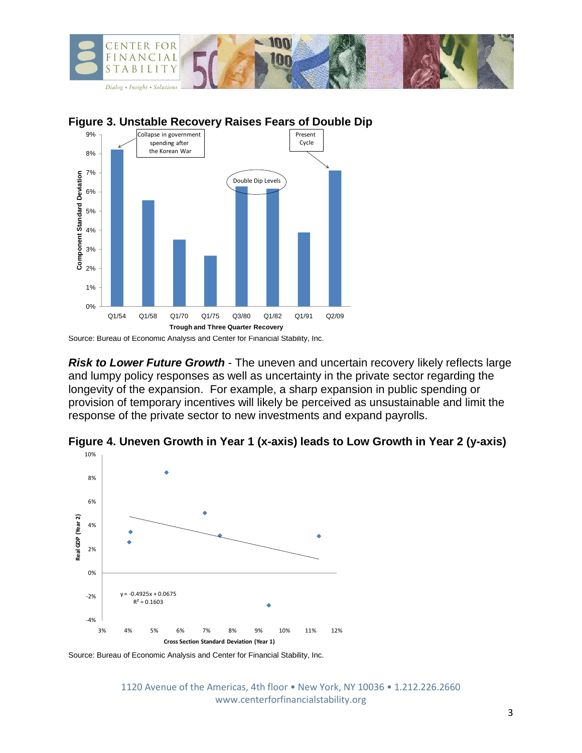**Figure 3. Unstable Recovery Raises Fears of Double Dip**

Source: Bureau of Economic Analysis and Center for Financial Stability, Inc.

***Risk to Lower Future Growth*** - The uneven and uncertain recovery likely reflects large and lumpy policy responses as well as uncertainty in the private sector regarding the longevity of the expansion. For example, a sharp expansion in public spending or provision of temporary incentives will likely be perceived as unsustainable and limit the response of the private sector to new investments and expand payrolls.

**Figure 4. Uneven Growth in Year 1 (x-axis) leads to Low Growth in Year 2 (y-axis)**

Source: Bureau of Economic Analysis and Center for Financial Stability, Inc.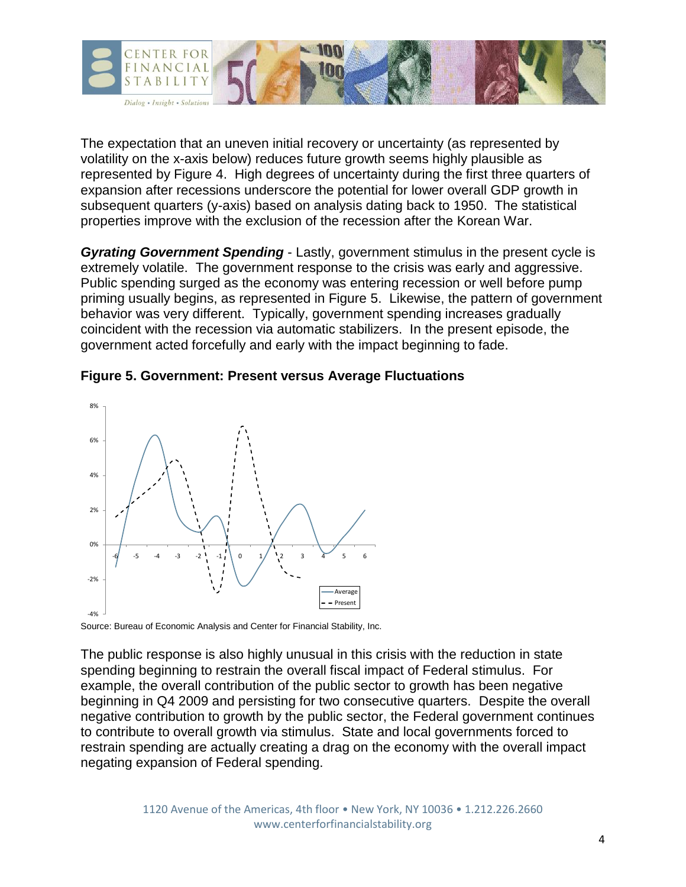The expectation that an uneven initial recovery or uncertainty (as represented by volatility on the x-axis below) reduces future growth seems highly plausible as represented by Figure 4. High degrees of uncertainty during the first three quarters of expansion after recessions underscore the potential for lower overall GDP growth in subsequent quarters (y-axis) based on analysis dating back to 1950. The statistical properties improve with the exclusion of the recession after the Korean War.

***Gyrating Government Spending*** - Lastly, government stimulus in the present cycle is extremely volatile. The government response to the crisis was early and aggressive. Public spending surged as the economy was entering recession or well before pump priming usually begins, as represented in Figure 5. Likewise, the pattern of government behavior was very different. Typically, government spending increases gradually coincident with the recession via automatic stabilizers. In the present episode, the government acted forcefully and early with the impact beginning to fade.

**Figure 5. Government: Present versus Average Fluctuations**

Source: Bureau of Economic Analysis and Center for Financial Stability, Inc.

The public response is also highly unusual in this crisis with the reduction in state spending beginning to restrain the overall fiscal impact of Federal stimulus. For example, the overall contribution of the public sector to growth has been negative beginning in Q4 2009 and persisting for two consecutive quarters. Despite the overall negative contribution to growth by the public sector, the Federal government continues to contribute to overall growth via stimulus. State and local governments forced to restrain spending are actually creating a drag on the economy with the overall impact negating expansion of Federal spending.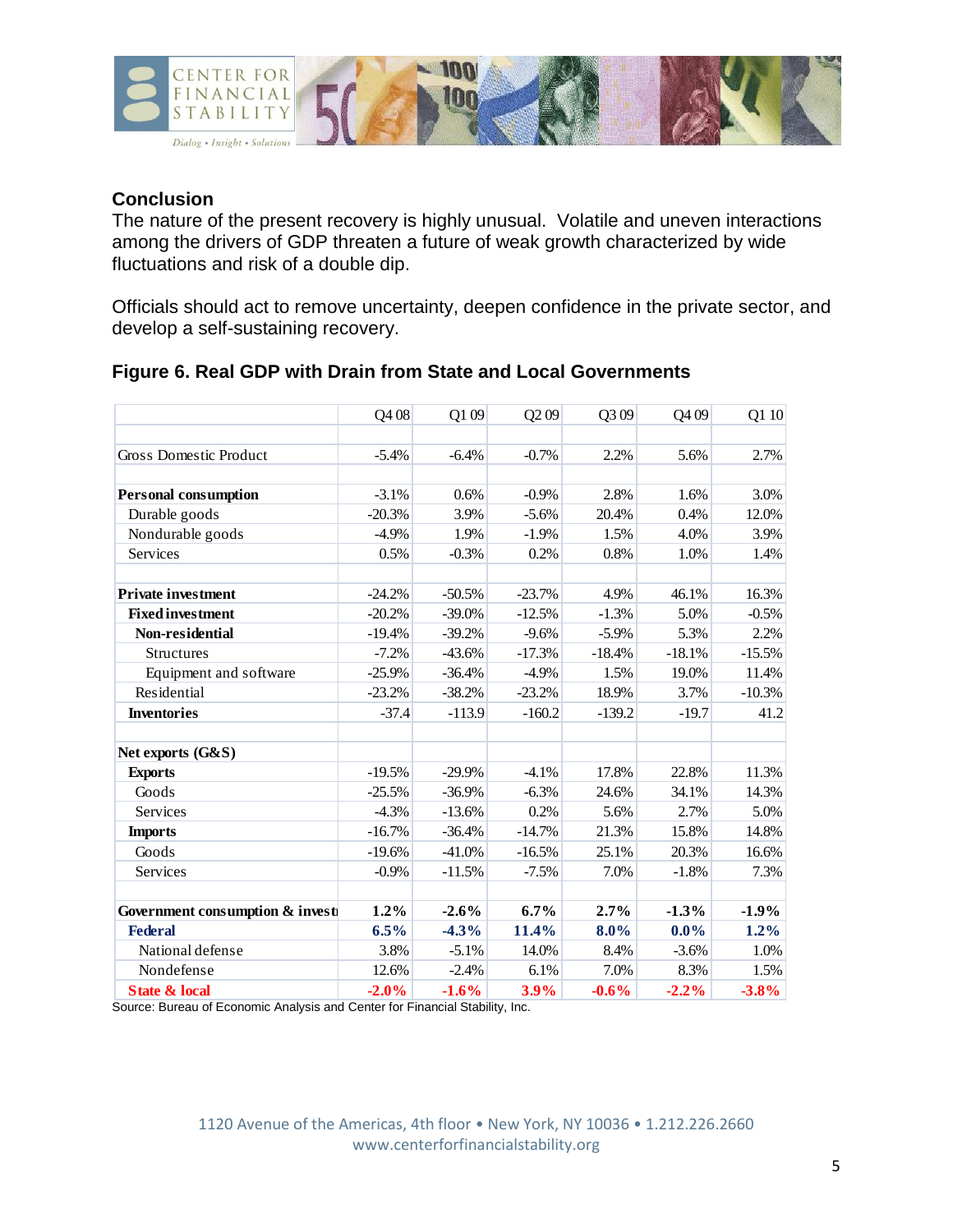## Conclusion

The nature of the present recovery is highly unusual. Volatile and uneven interactions among the drivers of GDP threaten a future of weak growth characterized by wide fluctuations and risk of a double dip.

Officials should act to remove uncertainty, deepen confidence in the private sector, and develop a self-sustaining recovery.

### Figure 6. Real GDP with Drain from State and Local Governments

| | Q4 08 | Q1 09 | Q2 09 | Q3 09 | Q4 09 | Q1 10 |
|---|---|---|---|---|---|---|
| | | | | | | |
| Gross Domestic Product | -5.4% | -6.4% | -0.7% | 2.2% | 5.6% | 2.7% |
| | | | | | | |
| **Personal consumption** | -3.1% | 0.6% | -0.9% | 2.8% | 1.6% | 3.0% |
| Durable goods | -20.3% | 3.9% | -5.6% | 20.4% | 0.4% | 12.0% |
| Nondurable goods | -4.9% | 1.9% | -1.9% | 1.5% | 4.0% | 3.9% |
| Services | 0.5% | -0.3% | 0.2% | 0.8% | 1.0% | 1.4% |
| | | | | | | |
| **Private investment** | -24.2% | -50.5% | -23.7% | 4.9% | 46.1% | 16.3% |
| **Fixed investment** | -20.2% | -39.0% | -12.5% | -1.3% | 5.0% | -0.5% |
| **Non-residential** | -19.4% | -39.2% | -9.6% | -5.9% | 5.3% | 2.2% |
| Structures | -7.2% | -43.6% | -17.3% | -18.4% | -18.1% | -15.5% |
| Equipment and software | -25.9% | -36.4% | -4.9% | 1.5% | 19.0% | 11.4% |
| Residential | -23.2% | -38.2% | -23.2% | 18.9% | 3.7% | -10.3% |
| **Inventories** | -37.4 | -113.9 | -160.2 | -139.2 | -19.7 | 41.2 |
| | | | | | | |
| **Net exports (G&S)** | | | | | | |
| **Exports** | -19.5% | -29.9% | -4.1% | 17.8% | 22.8% | 11.3% |
| Goods | -25.5% | -36.9% | -6.3% | 24.6% | 34.1% | 14.3% |
| Services | -4.3% | -13.6% | 0.2% | 5.6% | 2.7% | 5.0% |
| **Imports** | -16.7% | -36.4% | -14.7% | 21.3% | 15.8% | 14.8% |
| Goods | -19.6% | -41.0% | -16.5% | 25.1% | 20.3% | 16.6% |
| Services | -0.9% | -11.5% | -7.5% | 7.0% | -1.8% | 7.3% |
| | | | | | | |
| **Government consumption & invest** | **1.2%** | **-2.6%** | **6.7%** | **2.7%** | **-1.3%** | **-1.9%** |
| **Federal** | **6.5%** | **-4.3%** | **11.4%** | **8.0%** | **0.0%** | **1.2%** |
| National defense | 3.8% | -5.1% | 14.0% | 8.4% | -3.6% | 1.0% |
| Nondefense | 12.6% | -2.4% | 6.1% | 7.0% | 8.3% | 1.5% |
| **State & local** | **-2.0%** | **-1.6%** | **3.9%** | **-0.6%** | **-2.2%** | **-3.8%** |

Source: Bureau of Economic Analysis and Center for Financial Stability, Inc.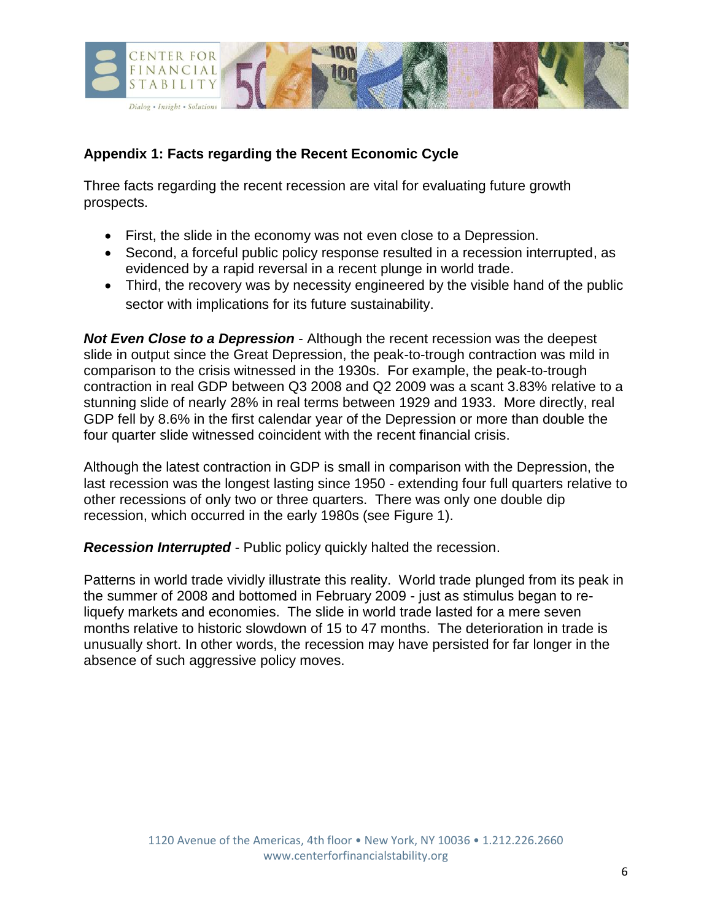## Appendix 1: Facts regarding the Recent Economic Cycle

Three facts regarding the recent recession are vital for evaluating future growth prospects.

- First, the slide in the economy was not even close to a Depression.
- Second, a forceful public policy response resulted in a recession interrupted, as evidenced by a rapid reversal in a recent plunge in world trade.
- Third, the recovery was by necessity engineered by the visible hand of the public sector with implications for its future sustainability.

***Not Even Close to a Depression*** - Although the recent recession was the deepest slide in output since the Great Depression, the peak-to-trough contraction was mild in comparison to the crisis witnessed in the 1930s. For example, the peak-to-trough contraction in real GDP between Q3 2008 and Q2 2009 was a scant 3.83% relative to a stunning slide of nearly 28% in real terms between 1929 and 1933. More directly, real GDP fell by 8.6% in the first calendar year of the Depression or more than double the four quarter slide witnessed coincident with the recent financial crisis.

Although the latest contraction in GDP is small in comparison with the Depression, the last recession was the longest lasting since 1950 - extending four full quarters relative to other recessions of only two or three quarters. There was only one double dip recession, which occurred in the early 1980s (see Figure 1).

***Recession Interrupted*** - Public policy quickly halted the recession.

Patterns in world trade vividly illustrate this reality. World trade plunged from its peak in the summer of 2008 and bottomed in February 2009 - just as stimulus began to re-liquefy markets and economies. The slide in world trade lasted for a mere seven months relative to historic slowdown of 15 to 47 months. The deterioration in trade is unusually short. In other words, the recession may have persisted for far longer in the absence of such aggressive policy moves.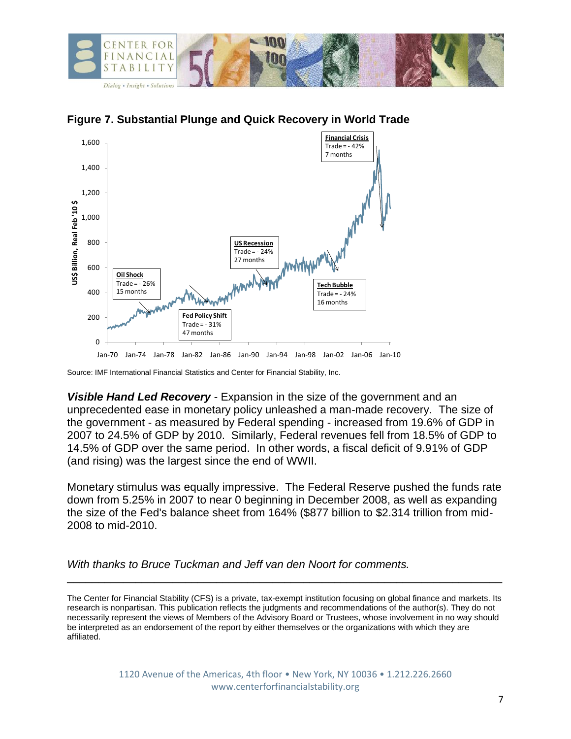**Figure 7. Substantial Plunge and Quick Recovery in World Trade**

US$ Billion, Real Feb '10 $

1,600
1,400
1,200
1,000
800
600
400
200
0

Jan-70 Jan-74 Jan-78 Jan-82 Jan-86 Jan-90 Jan-94 Jan-98 Jan-02 Jan-06 Jan-10

Oil Shock
Trade = - 26%
15 months

Fed Policy Shift
Trade = - 31%
47 months

US Recession
Trade = - 24%
27 months

Tech Bubble
Trade = - 24%
16 months

Financial Crisis
Trade = - 42%
7 months

Source: IMF International Financial Statistics and Center for Financial Stability, Inc.

***Visible Hand Led Recovery*** - Expansion in the size of the government and an unprecedented ease in monetary policy unleashed a man-made recovery. The size of the government - as measured by Federal spending - increased from 19.6% of GDP in 2007 to 24.5% of GDP by 2010. Similarly, Federal revenues fell from 18.5% of GDP to 14.5% of GDP over the same period. In other words, a fiscal deficit of 9.91% of GDP (and rising) was the largest since the end of WWII.

Monetary stimulus was equally impressive. The Federal Reserve pushed the funds rate down from 5.25% in 2007 to near 0 beginning in December 2008, as well as expanding the size of the Fed's balance sheet from 164% ($877 billion to $2.314 trillion from mid-2008 to mid-2010.

*With thanks to Bruce Tuckman and Jeff van den Noort for comments.*

---

The Center for Financial Stability (CFS) is a private, tax-exempt institution focusing on global finance and markets. Its research is nonpartisan. This publication reflects the judgments and recommendations of the author(s). They do not necessarily represent the views of Members of the Advisory Board or Trustees, whose involvement in no way should be interpreted as an endorsement of the report by either themselves or the organizations with which they are affiliated.